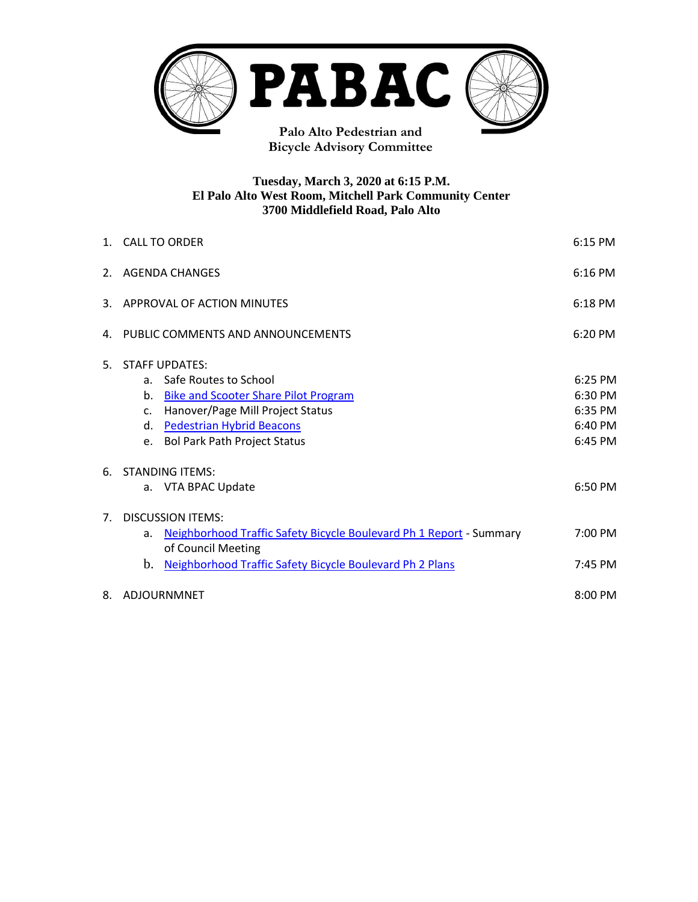# PABAC

**Palo Alto Pedestrian and Bicycle Advisory Committee**

**Tuesday, March 3, 2020 at 6:15 P.M.**
**El Palo Alto West Room, Mitchell Park Community Center**
**3700 Middlefield Road, Palo Alto**

| | | |
|---|---|---|
| 1. | CALL TO ORDER | 6:15 PM |
| 2. | AGENDA CHANGES | 6:16 PM |
| 3. | APPROVAL OF ACTION MINUTES | 6:18 PM |
| 4. | PUBLIC COMMENTS AND ANNOUNCEMENTS | 6:20 PM |
| 5. | STAFF UPDATES: | |
| | a. Safe Routes to School | 6:25 PM |
| | b. Bike and Scooter Share Pilot Program | 6:30 PM |
| | c. Hanover/Page Mill Project Status | 6:35 PM |
| | d. Pedestrian Hybrid Beacons | 6:40 PM |
| | e. Bol Park Path Project Status | 6:45 PM |
| 6. | STANDING ITEMS: | |
| | a. VTA BPAC Update | 6:50 PM |
| 7. | DISCUSSION ITEMS: | |
| | a. Neighborhood Traffic Safety Bicycle Boulevard Ph 1 Report - Summary of Council Meeting | 7:00 PM |
| | b. Neighborhood Traffic Safety Bicycle Boulevard Ph 2 Plans | 7:45 PM |
| 8. | ADJOURNMNET | 8:00 PM |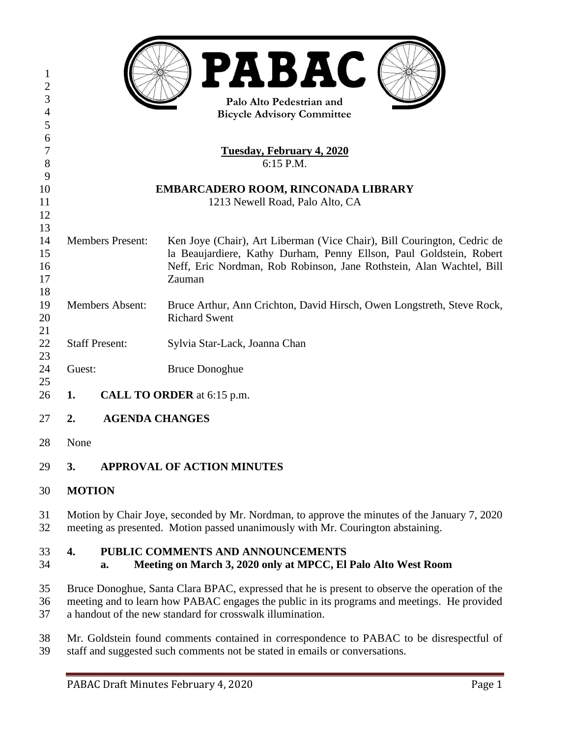# PABAC

**Palo Alto Pedestrian and Bicycle Advisory Committee**

**Tuesday, February 4, 2020**
6:15 P.M.

**EMBARCADERO ROOM, RINCONADA LIBRARY**
1213 Newell Road, Palo Alto, CA

Members Present: Ken Joye (Chair), Art Liberman (Vice Chair), Bill Courington, Cedric de la Beaujardiere, Kathy Durham, Penny Ellson, Paul Goldstein, Robert Neff, Eric Nordman, Rob Robinson, Jane Rothstein, Alan Wachtel, Bill Zauman

Members Absent: Bruce Arthur, Ann Crichton, David Hirsch, Owen Longstreth, Steve Rock, Richard Swent

Staff Present: Sylvia Star-Lack, Joanna Chan

Guest: Bruce Donoghue

## 1. CALL TO ORDER at 6:15 p.m.

## 2. AGENDA CHANGES

None

## 3. APPROVAL OF ACTION MINUTES

**MOTION**

Motion by Chair Joye, seconded by Mr. Nordman, to approve the minutes of the January 7, 2020 meeting as presented. Motion passed unanimously with Mr. Courington abstaining.

## 4. PUBLIC COMMENTS AND ANNOUNCEMENTS

### a. Meeting on March 3, 2020 only at MPCC, El Palo Alto West Room

Bruce Donoghue, Santa Clara BPAC, expressed that he is present to observe the operation of the meeting and to learn how PABAC engages the public in its programs and meetings. He provided a handout of the new standard for crosswalk illumination.

Mr. Goldstein found comments contained in correspondence to PABAC to be disrespectful of staff and suggested such comments not be stated in emails or conversations.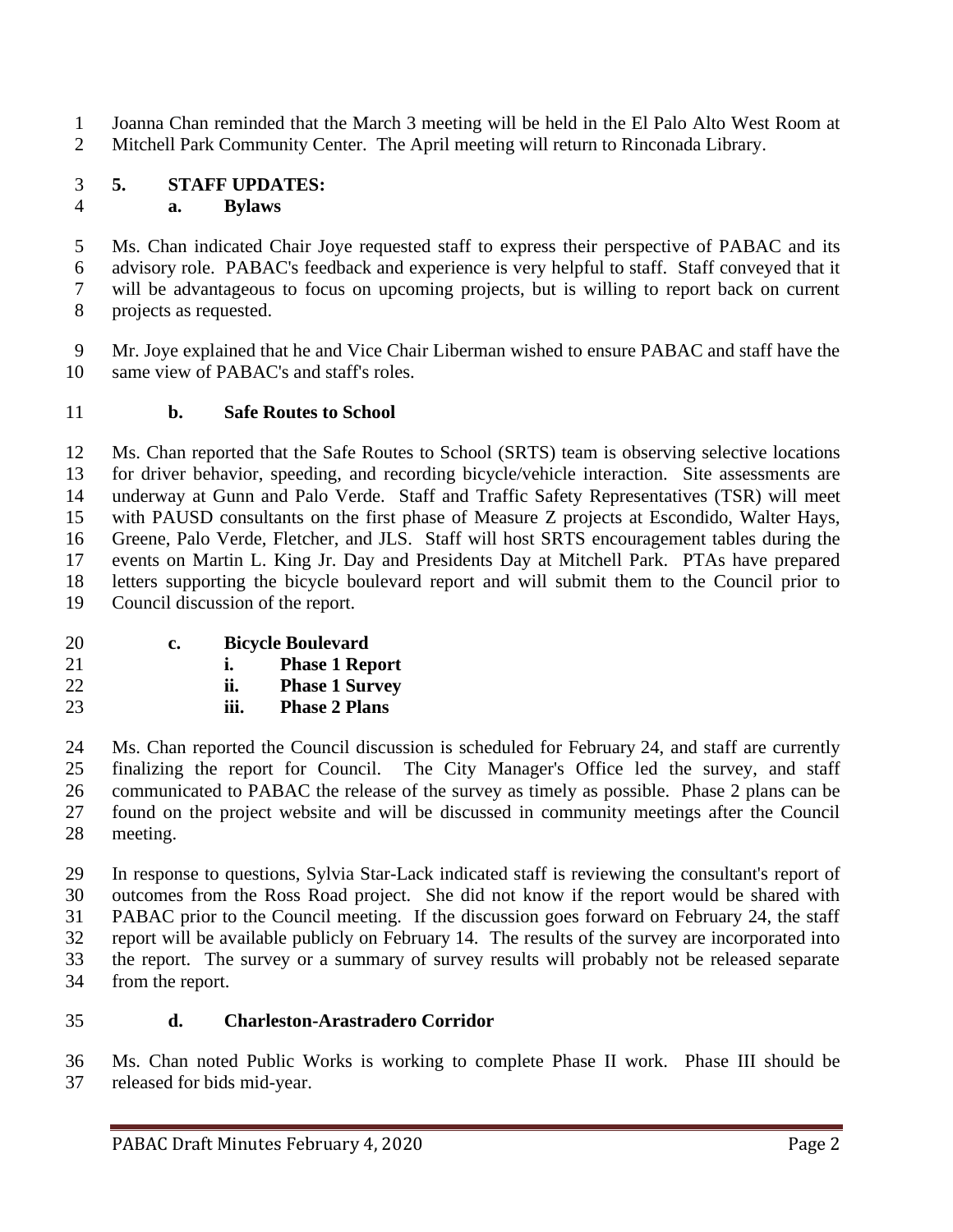Joanna Chan reminded that the March 3 meeting will be held in the El Palo Alto West Room at Mitchell Park Community Center. The April meeting will return to Rinconada Library.

**5. STAFF UPDATES:**

**a. Bylaws**

Ms. Chan indicated Chair Joye requested staff to express their perspective of PABAC and its advisory role. PABAC's feedback and experience is very helpful to staff. Staff conveyed that it will be advantageous to focus on upcoming projects, but is willing to report back on current projects as requested.

Mr. Joye explained that he and Vice Chair Liberman wished to ensure PABAC and staff have the same view of PABAC's and staff's roles.

**b. Safe Routes to School**

Ms. Chan reported that the Safe Routes to School (SRTS) team is observing selective locations for driver behavior, speeding, and recording bicycle/vehicle interaction. Site assessments are underway at Gunn and Palo Verde. Staff and Traffic Safety Representatives (TSR) will meet with PAUSD consultants on the first phase of Measure Z projects at Escondido, Walter Hays, Greene, Palo Verde, Fletcher, and JLS. Staff will host SRTS encouragement tables during the events on Martin L. King Jr. Day and Presidents Day at Mitchell Park. PTAs have prepared letters supporting the bicycle boulevard report and will submit them to the Council prior to Council discussion of the report.

**c. Bicycle Boulevard**

**i. Phase 1 Report**

**ii. Phase 1 Survey**

**iii. Phase 2 Plans**

Ms. Chan reported the Council discussion is scheduled for February 24, and staff are currently finalizing the report for Council. The City Manager's Office led the survey, and staff communicated to PABAC the release of the survey as timely as possible. Phase 2 plans can be found on the project website and will be discussed in community meetings after the Council meeting.

In response to questions, Sylvia Star-Lack indicated staff is reviewing the consultant's report of outcomes from the Ross Road project. She did not know if the report would be shared with PABAC prior to the Council meeting. If the discussion goes forward on February 24, the staff report will be available publicly on February 14. The results of the survey are incorporated into the report. The survey or a summary of survey results will probably not be released separate from the report.

**d. Charleston-Arastradero Corridor**

Ms. Chan noted Public Works is working to complete Phase II work. Phase III should be released for bids mid-year.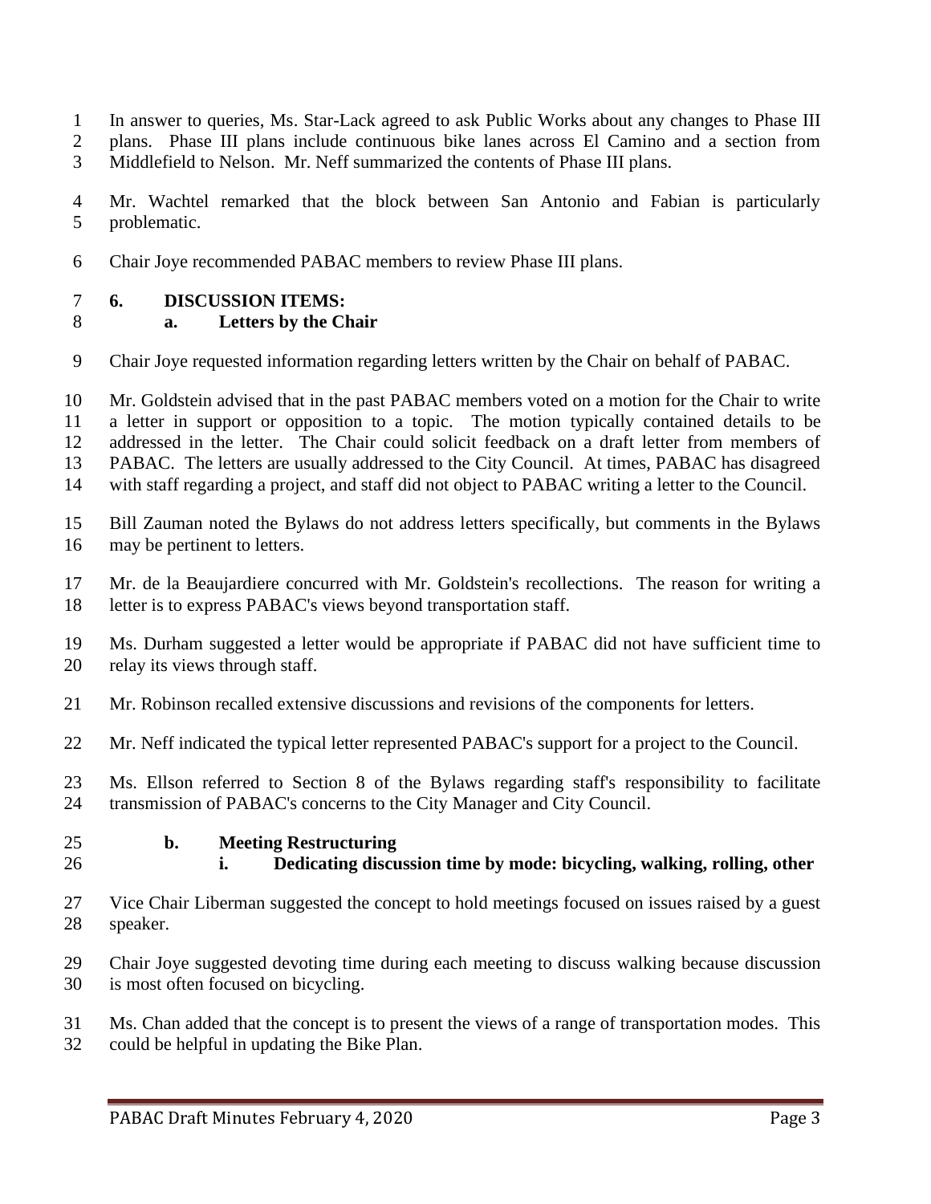In answer to queries, Ms. Star-Lack agreed to ask Public Works about any changes to Phase III plans. Phase III plans include continuous bike lanes across El Camino and a section from Middlefield to Nelson. Mr. Neff summarized the contents of Phase III plans.

Mr. Wachtel remarked that the block between San Antonio and Fabian is particularly problematic.

Chair Joye recommended PABAC members to review Phase III plans.

## 6. DISCUSSION ITEMS:

### a. Letters by the Chair

Chair Joye requested information regarding letters written by the Chair on behalf of PABAC.

Mr. Goldstein advised that in the past PABAC members voted on a motion for the Chair to write a letter in support or opposition to a topic. The motion typically contained details to be addressed in the letter. The Chair could solicit feedback on a draft letter from members of PABAC. The letters are usually addressed to the City Council. At times, PABAC has disagreed with staff regarding a project, and staff did not object to PABAC writing a letter to the Council.

Bill Zauman noted the Bylaws do not address letters specifically, but comments in the Bylaws may be pertinent to letters.

Mr. de la Beaujardiere concurred with Mr. Goldstein's recollections. The reason for writing a letter is to express PABAC's views beyond transportation staff.

Ms. Durham suggested a letter would be appropriate if PABAC did not have sufficient time to relay its views through staff.

Mr. Robinson recalled extensive discussions and revisions of the components for letters.

Mr. Neff indicated the typical letter represented PABAC's support for a project to the Council.

Ms. Ellson referred to Section 8 of the Bylaws regarding staff's responsibility to facilitate transmission of PABAC's concerns to the City Manager and City Council.

### b. Meeting Restructuring

#### i. Dedicating discussion time by mode: bicycling, walking, rolling, other

Vice Chair Liberman suggested the concept to hold meetings focused on issues raised by a guest speaker.

Chair Joye suggested devoting time during each meeting to discuss walking because discussion is most often focused on bicycling.

Ms. Chan added that the concept is to present the views of a range of transportation modes. This could be helpful in updating the Bike Plan.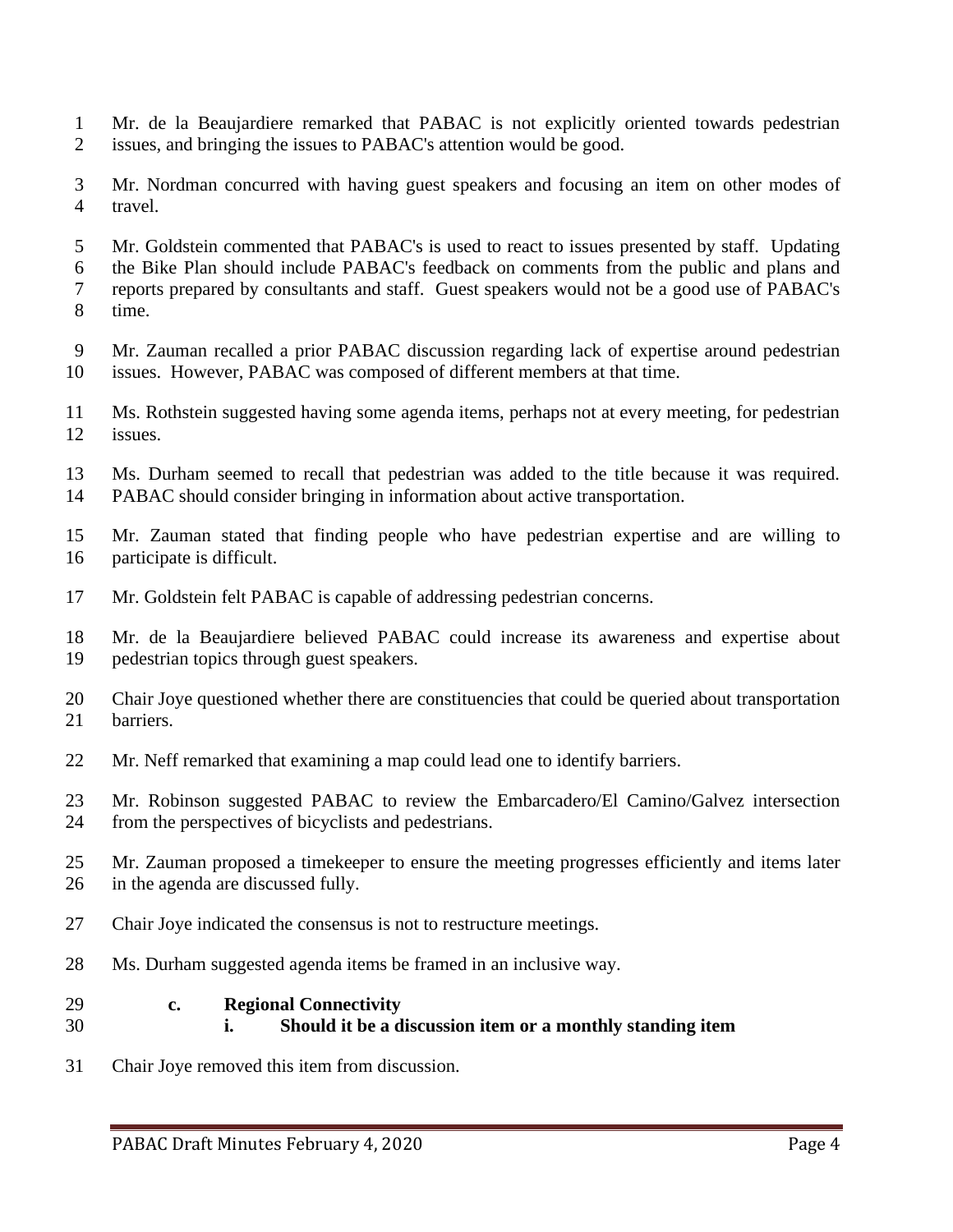Mr. de la Beaujardiere remarked that PABAC is not explicitly oriented towards pedestrian issues, and bringing the issues to PABAC's attention would be good.

Mr. Nordman concurred with having guest speakers and focusing an item on other modes of travel.

Mr. Goldstein commented that PABAC's is used to react to issues presented by staff. Updating the Bike Plan should include PABAC's feedback on comments from the public and plans and reports prepared by consultants and staff. Guest speakers would not be a good use of PABAC's time.

Mr. Zauman recalled a prior PABAC discussion regarding lack of expertise around pedestrian issues. However, PABAC was composed of different members at that time.

Ms. Rothstein suggested having some agenda items, perhaps not at every meeting, for pedestrian issues.

Ms. Durham seemed to recall that pedestrian was added to the title because it was required. PABAC should consider bringing in information about active transportation.

Mr. Zauman stated that finding people who have pedestrian expertise and are willing to participate is difficult.

Mr. Goldstein felt PABAC is capable of addressing pedestrian concerns.

Mr. de la Beaujardiere believed PABAC could increase its awareness and expertise about pedestrian topics through guest speakers.

Chair Joye questioned whether there are constituencies that could be queried about transportation barriers.

Mr. Neff remarked that examining a map could lead one to identify barriers.

Mr. Robinson suggested PABAC to review the Embarcadero/El Camino/Galvez intersection from the perspectives of bicyclists and pedestrians.

Mr. Zauman proposed a timekeeper to ensure the meeting progresses efficiently and items later in the agenda are discussed fully.

Chair Joye indicated the consensus is not to restructure meetings.

Ms. Durham suggested agenda items be framed in an inclusive way.

**c. Regional Connectivity**

**i. Should it be a discussion item or a monthly standing item**

Chair Joye removed this item from discussion.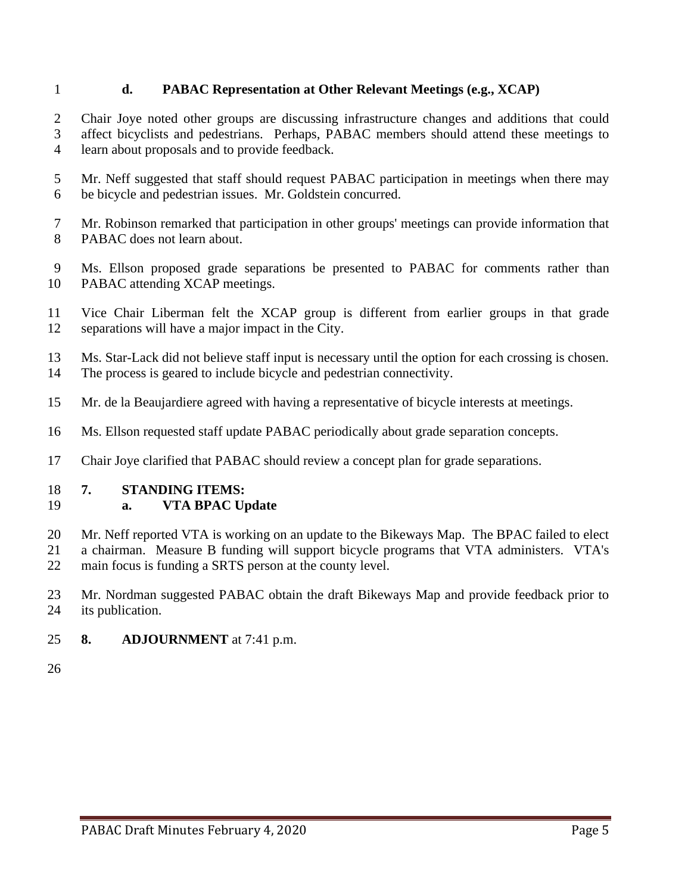### d. PABAC Representation at Other Relevant Meetings (e.g., XCAP)

Chair Joye noted other groups are discussing infrastructure changes and additions that could affect bicyclists and pedestrians. Perhaps, PABAC members should attend these meetings to learn about proposals and to provide feedback.

Mr. Neff suggested that staff should request PABAC participation in meetings when there may be bicycle and pedestrian issues. Mr. Goldstein concurred.

Mr. Robinson remarked that participation in other groups' meetings can provide information that PABAC does not learn about.

Ms. Ellson proposed grade separations be presented to PABAC for comments rather than PABAC attending XCAP meetings.

Vice Chair Liberman felt the XCAP group is different from earlier groups in that grade separations will have a major impact in the City.

Ms. Star-Lack did not believe staff input is necessary until the option for each crossing is chosen. The process is geared to include bicycle and pedestrian connectivity.

Mr. de la Beaujardiere agreed with having a representative of bicycle interests at meetings.

Ms. Ellson requested staff update PABAC periodically about grade separation concepts.

Chair Joye clarified that PABAC should review a concept plan for grade separations.

## 7. STANDING ITEMS:

### a. VTA BPAC Update

Mr. Neff reported VTA is working on an update to the Bikeways Map. The BPAC failed to elect a chairman. Measure B funding will support bicycle programs that VTA administers. VTA's main focus is funding a SRTS person at the county level.

Mr. Nordman suggested PABAC obtain the draft Bikeways Map and provide feedback prior to its publication.

## 8. ADJOURNMENT at 7:41 p.m.